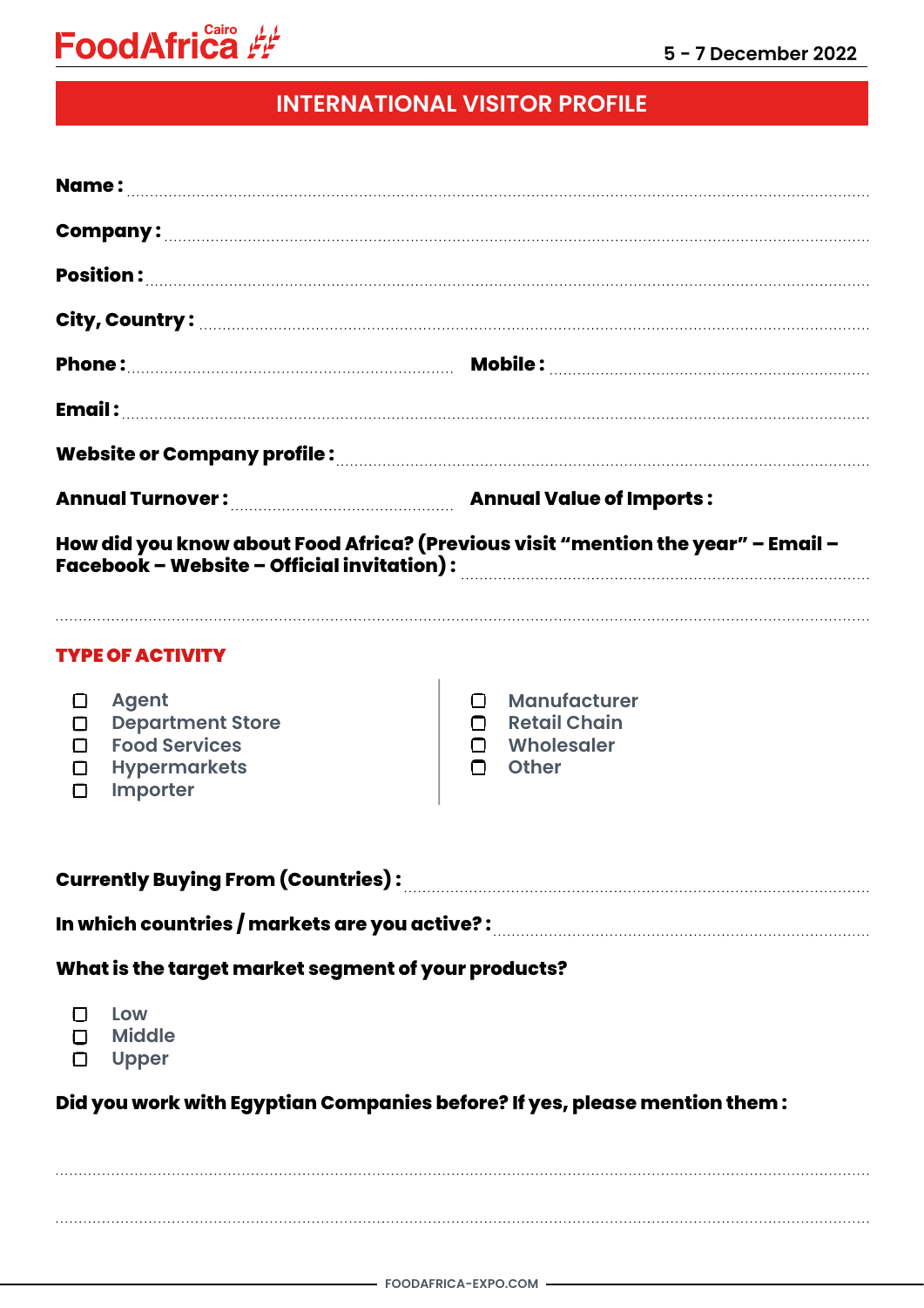FoodAfrica Cairo

5 - 7 December 2022

# INTERNATIONAL VISITOR PROFILE

**Name :** ....................................................................................................................................................

**Company :** ...............................................................................................................................................

**Position :** ..................................................................................................................................................

**City, Country :** ..........................................................................................................................................

**Phone :** ........................................................................ **Mobile :** ....................................................................

**Email :** .......................................................................................................................................................

**Website or Company profile :** ....................................................................................................................

**Annual Turnover :** ................................................ **Annual Value of Imports :**

**How did you know about Food Africa? (Previous visit "mention the year" – Email – Facebook – Website – Official invitation) :** ..........................................................................

..............................................................................................................................................................................

## TYPE OF ACTIVITY

- ☐ Agent
- ☐ Department Store
- ☐ Food Services
- ☐ Hypermarkets
- ☐ Importer
- ☐ Manufacturer
- ☐ Retail Chain
- ☐ Wholesaler
- ☐ Other

**Currently Buying From (Countries) :** ..........................................................................................................

**In which countries / markets are you active? :** ............................................................................................

**What is the target market segment of your products?**

- ☐ Low
- ☐ Middle
- ☐ Upper

**Did you work with Egyptian Companies before? If yes, please mention them :**

..............................................................................................................................................................................

..............................................................................................................................................................................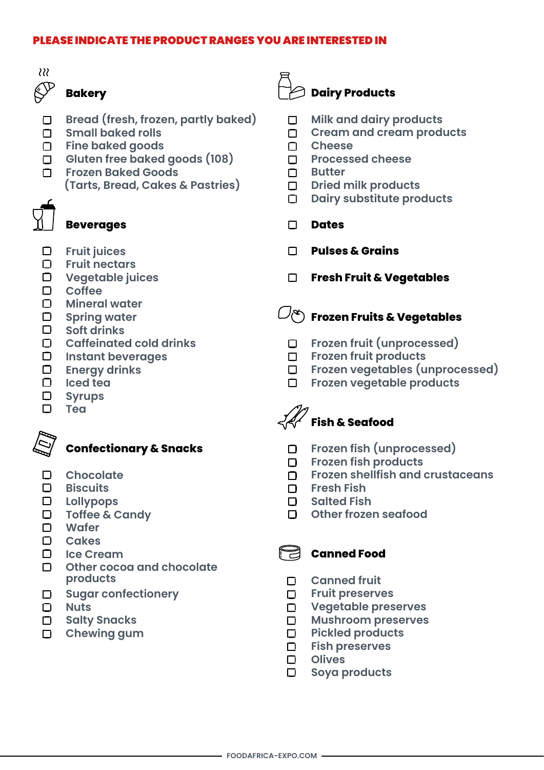**PLEASE INDICATE THE PRODUCT RANGES YOU ARE INTERESTED IN**

## Bakery

- ☐ Bread (fresh, frozen, partly baked)
- ☐ Small baked rolls
- ☐ Fine baked goods
- ☐ Gluten free baked goods (108)
- ☐ Frozen Baked Goods (Tarts, Bread, Cakes & Pastries)

## Beverages

- ☐ Fruit juices
- ☐ Fruit nectars
- ☐ Vegetable juices
- ☐ Coffee
- ☐ Mineral water
- ☐ Spring water
- ☐ Soft drinks
- ☐ Caffeinated cold drinks
- ☐ Instant beverages
- ☐ Energy drinks
- ☐ Iced tea
- ☐ Syrups
- ☐ Tea

## Confectionary & Snacks

- ☐ Chocolate
- ☐ Biscuits
- ☐ Lollypops
- ☐ Toffee & Candy
- ☐ Wafer
- ☐ Cakes
- ☐ Ice Cream
- ☐ Other cocoa and chocolate products
- ☐ Sugar confectionery
- ☐ Nuts
- ☐ Salty Snacks
- ☐ Chewing gum

## Dairy Products

- ☐ Milk and dairy products
- ☐ Cream and cream products
- ☐ Cheese
- ☐ Processed cheese
- ☐ Butter
- ☐ Dried milk products
- ☐ Dairy substitute products

☐ **Dates**

☐ **Pulses & Grains**

☐ **Fresh Fruit & Vegetables**

## Frozen Fruits & Vegetables

- ☐ Frozen fruit (unprocessed)
- ☐ Frozen fruit products
- ☐ Frozen vegetables (unprocessed)
- ☐ Frozen vegetable products

## Fish & Seafood

- ☐ Frozen fish (unprocessed)
- ☐ Frozen fish products
- ☐ Frozen shellfish and crustaceans
- ☐ Fresh Fish
- ☐ Salted Fish
- ☐ Other frozen seafood

## Canned Food

- ☐ Canned fruit
- ☐ Fruit preserves
- ☐ Vegetable preserves
- ☐ Mushroom preserves
- ☐ Pickled products
- ☐ Fish preserves
- ☐ Olives
- ☐ Soya products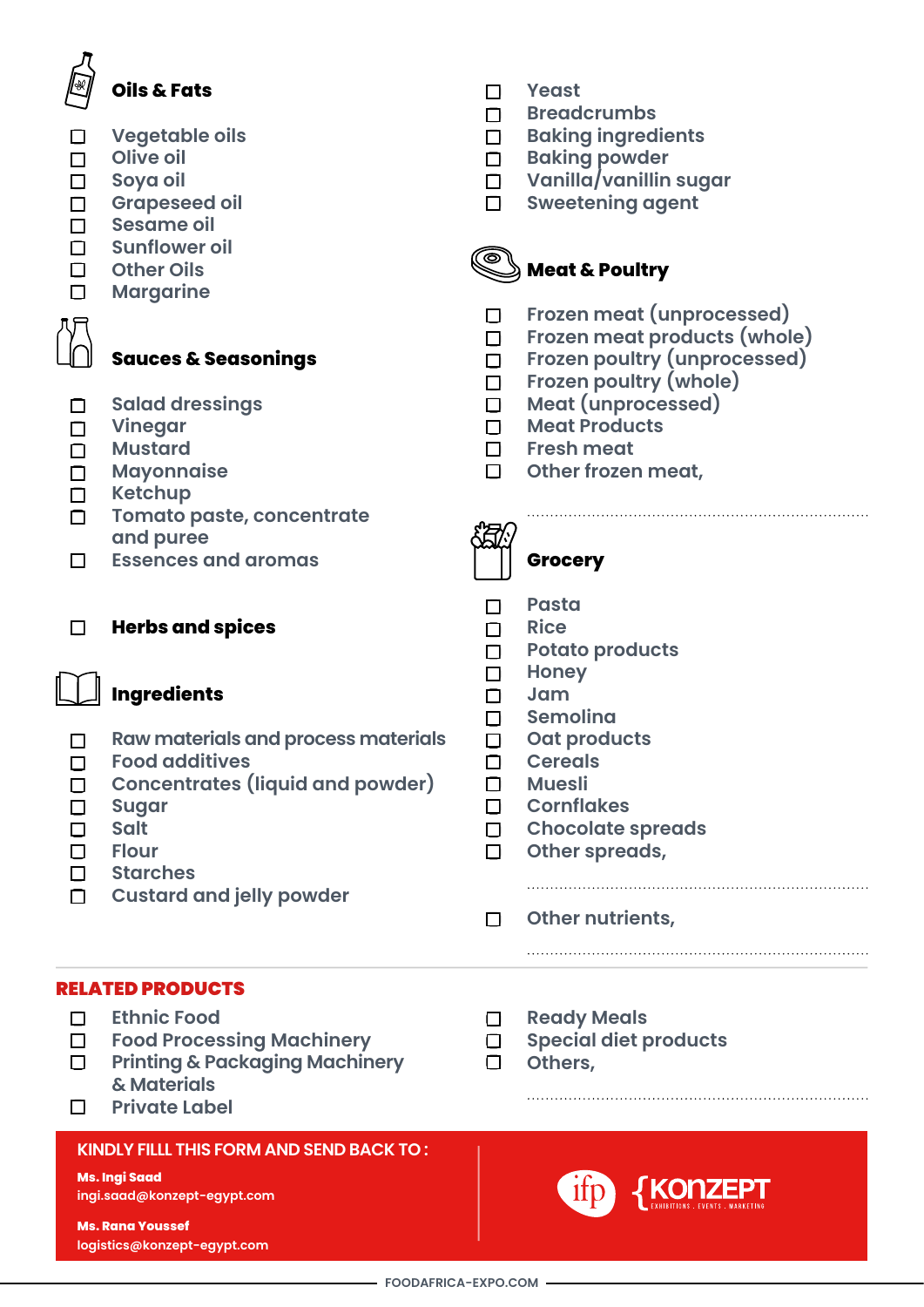## Oils & Fats

- [ ] Vegetable oils
- [ ] Olive oil
- [ ] Soya oil
- [ ] Grapeseed oil
- [ ] Sesame oil
- [ ] Sunflower oil
- [ ] Other Oils
- [ ] Margarine

## Sauces & Seasonings

- [ ] Salad dressings
- [ ] Vinegar
- [ ] Mustard
- [ ] Mayonnaise
- [ ] Ketchup
- [ ] Tomato paste, concentrate and puree
- [ ] Essences and aromas

- [ ] **Herbs and spices**

## Ingredients

- [ ] Raw materials and process materials
- [ ] Food additives
- [ ] Concentrates (liquid and powder)
- [ ] Sugar
- [ ] Salt
- [ ] Flour
- [ ] Starches
- [ ] Custard and jelly powder
- [ ] Yeast
- [ ] Breadcrumbs
- [ ] Baking ingredients
- [ ] Baking powder
- [ ] Vanilla/vanillin sugar
- [ ] Sweetening agent

## Meat & Poultry

- [ ] Frozen meat (unprocessed)
- [ ] Frozen meat products (whole)
- [ ] Frozen poultry (unprocessed)
- [ ] Frozen poultry (whole)
- [ ] Meat (unprocessed)
- [ ] Meat Products
- [ ] Fresh meat
- [ ] Other frozen meat, ..........................................................................

## Grocery

- [ ] Pasta
- [ ] Rice
- [ ] Potato products
- [ ] Honey
- [ ] Jam
- [ ] Semolina
- [ ] Oat products
- [ ] Cereals
- [ ] Muesli
- [ ] Cornflakes
- [ ] Chocolate spreads
- [ ] Other spreads, ..........................................................................

- [ ] Other nutrients, ..........................................................................

## RELATED PRODUCTS

- [ ] Ethnic Food
- [ ] Food Processing Machinery
- [ ] Printing & Packaging Machinery & Materials
- [ ] Private Label
- [ ] Ready Meals
- [ ] Special diet products
- [ ] Others, ..........................................................................

**KINDLY FILLL THIS FORM AND SEND BACK TO :**

**Ms. Ingi Saad**
ingi.saad@konzept-egypt.com

**Ms. Rana Youssef**
logistics@konzept-egypt.com

ifp {KONZEPT EXHIBITIONS . EVENTS . MARKETING

FOODAFRICA-EXPO.COM